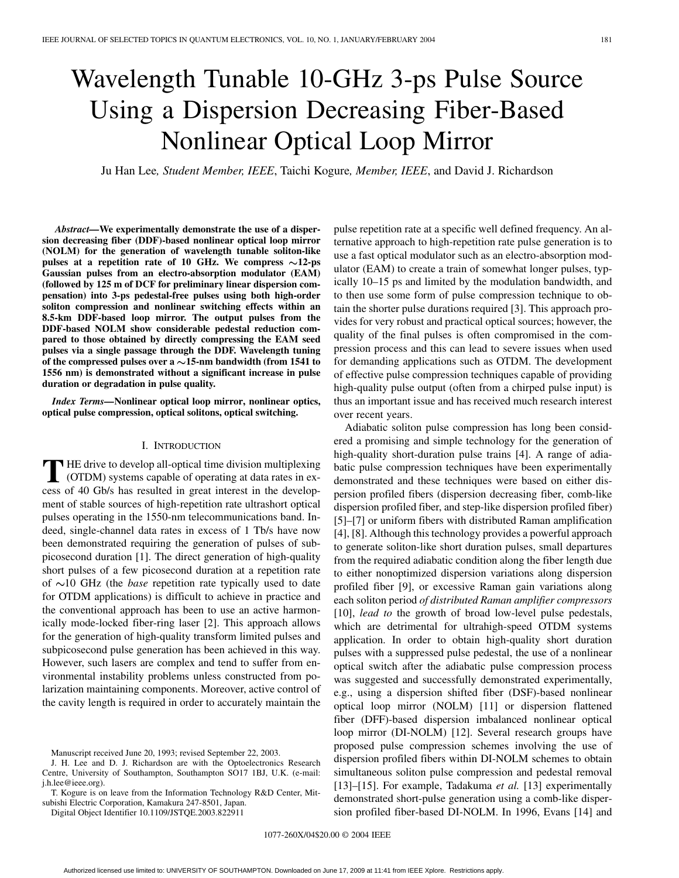# Wavelength Tunable 10-GHz 3-ps Pulse Source Using a Dispersion Decreasing Fiber-Based Nonlinear Optical Loop Mirror

Ju Han Lee, *Student Member, IEEE*, Taichi Kogure, *Member, IEEE*, and David J. Richardson

***Abstract*—We experimentally demonstrate the use of a dispersion decreasing fiber (DDF)-based nonlinear optical loop mirror (NOLM) for the generation of wavelength tunable soliton-like pulses at a repetition rate of 10 GHz. We compress ∼12-ps Gaussian pulses from an electro-absorption modulator (EAM) (followed by 125 m of DCF for preliminary linear dispersion compensation) into 3-ps pedestal-free pulses using both high-order soliton compression and nonlinear switching effects within an 8.5-km DDF-based loop mirror. The output pulses from the DDF-based NOLM show considerable pedestal reduction compared to those obtained by directly compressing the EAM seed pulses via a single passage through the DDF. Wavelength tuning of the compressed pulses over a ∼15-nm bandwidth (from 1541 to 1556 nm) is demonstrated without a significant increase in pulse duration or degradation in pulse quality.**

***Index Terms*—Nonlinear optical loop mirror, nonlinear optics, optical pulse compression, optical solitons, optical switching.**

## I. Introduction

THE drive to develop all-optical time division multiplexing (OTDM) systems capable of operating at data rates in excess of 40 Gb/s has resulted in great interest in the development of stable sources of high-repetition rate ultrashort optical pulses operating in the 1550-nm telecommunications band. Indeed, single-channel data rates in excess of 1 Tb/s have now been demonstrated requiring the generation of pulses of subpicosecond duration [1]. The direct generation of high-quality short pulses of a few picosecond duration at a repetition rate of ∼10 GHz (the *base* repetition rate typically used to date for OTDM applications) is difficult to achieve in practice and the conventional approach has been to use an active harmonically mode-locked fiber-ring laser [2]. This approach allows for the generation of high-quality transform limited pulses and subpicosecond pulse generation has been achieved in this way. However, such lasers are complex and tend to suffer from environmental instability problems unless constructed from polarization maintaining components. Moreover, active control of the cavity length is required in order to accurately maintain the pulse repetition rate at a specific well defined frequency. An alternative approach to high-repetition rate pulse generation is to use a fast optical modulator such as an electro-absorption modulator (EAM) to create a train of somewhat longer pulses, typically 10–15 ps and limited by the modulation bandwidth, and to then use some form of pulse compression technique to obtain the shorter pulse durations required [3]. This approach provides for very robust and practical optical sources; however, the quality of the final pulses is often compromised in the compression process and this can lead to severe issues when used for demanding applications such as OTDM. The development of effective pulse compression techniques capable of providing high-quality pulse output (often from a chirped pulse input) is thus an important issue and has received much research interest over recent years.

Adiabatic soliton pulse compression has long been considered a promising and simple technology for the generation of high-quality short-duration pulse trains [4]. A range of adiabatic pulse compression techniques have been experimentally demonstrated and these techniques were based on either dispersion profiled fibers (dispersion decreasing fiber, comb-like dispersion profiled fiber, and step-like dispersion profiled fiber) [5]–[7] or uniform fibers with distributed Raman amplification [4], [8]. Although this technology provides a powerful approach to generate soliton-like short duration pulses, small departures from the required adiabatic condition along the fiber length due to either nonoptimized dispersion variations along dispersion profiled fiber [9], or excessive Raman gain variations along each soliton period *of distributed Raman amplifier compressors* [10], *lead to* the growth of broad low-level pulse pedestals, which are detrimental for ultrahigh-speed OTDM systems application. In order to obtain high-quality short duration pulses with a suppressed pulse pedestal, the use of a nonlinear optical switch after the adiabatic pulse compression process was suggested and successfully demonstrated experimentally, e.g., using a dispersion shifted fiber (DSF)-based nonlinear optical loop mirror (NOLM) [11] or dispersion flattened fiber (DFF)-based dispersion imbalanced nonlinear optical loop mirror (DI-NOLM) [12]. Several research groups have proposed pulse compression schemes involving the use of dispersion profiled fibers within DI-NOLM schemes to obtain simultaneous soliton pulse compression and pedestal removal [13]–[15]. For example, Tadakuma *et al.* [13] experimentally demonstrated short-pulse generation using a comb-like dispersion profiled fiber-based DI-NOLM. In 1996, Evans [14] and

Manuscript received June 20, 1993; revised September 22, 2003.

J. H. Lee and D. J. Richardson are with the Optoelectronics Research Centre, University of Southampton, Southampton SO17 1BJ, U.K. (e-mail: j.h.lee@ieee.org).

T. Kogure is on leave from the Information Technology R&D Center, Mitsubishi Electric Corporation, Kamakura 247-8501, Japan.

Digital Object Identifier 10.1109/JSTQE.2003.822911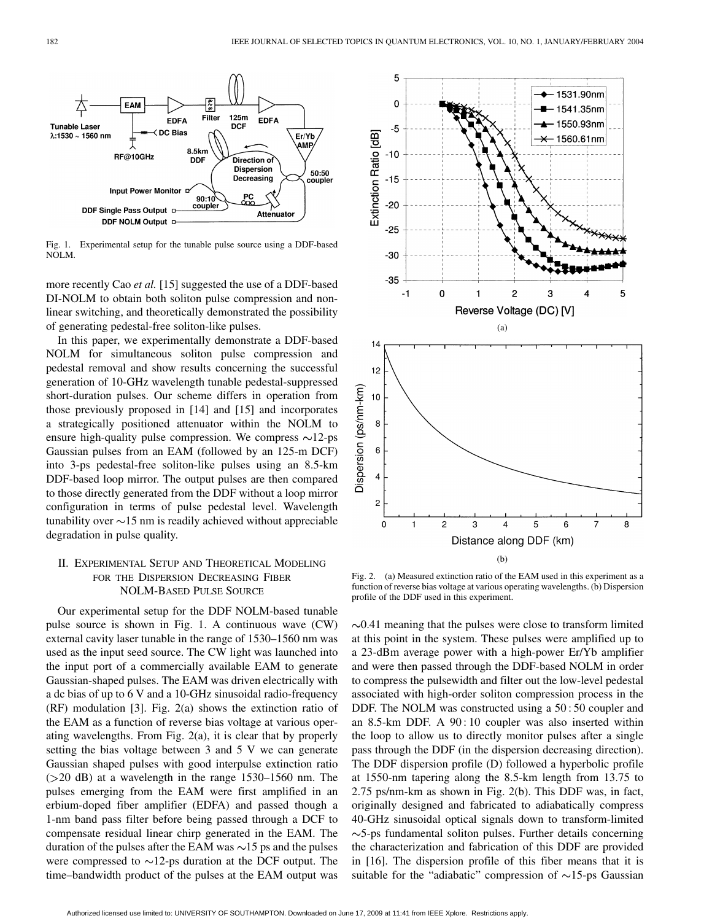Fig. 1. Experimental setup for the tunable pulse source using a DDF-based NOLM.

more recently Cao *et al.* [15] suggested the use of a DDF-based DI-NOLM to obtain both soliton pulse compression and nonlinear switching, and theoretically demonstrated the possibility of generating pedestal-free soliton-like pulses.

In this paper, we experimentally demonstrate a DDF-based NOLM for simultaneous soliton pulse compression and pedestal removal and show results concerning the successful generation of 10-GHz wavelength tunable pedestal-suppressed short-duration pulses. Our scheme differs in operation from those previously proposed in [14] and [15] and incorporates a strategically positioned attenuator within the NOLM to ensure high-quality pulse compression. We compress ∼12-ps Gaussian pulses from an EAM (followed by an 125-m DCF) into 3-ps pedestal-free soliton-like pulses using an 8.5-km DDF-based loop mirror. The output pulses are then compared to those directly generated from the DDF without a loop mirror configuration in terms of pulse pedestal level. Wavelength tunability over ∼15 nm is readily achieved without appreciable degradation in pulse quality.

## II. Experimental Setup and Theoretical Modeling for the Dispersion Decreasing Fiber NOLM-Based Pulse Source

Our experimental setup for the DDF NOLM-based tunable pulse source is shown in Fig. 1. A continuous wave (CW) external cavity laser tunable in the range of 1530–1560 nm was used as the input seed source. The CW light was launched into the input port of a commercially available EAM to generate Gaussian-shaped pulses. The EAM was driven electrically with a dc bias of up to 6 V and a 10-GHz sinusoidal radio-frequency (RF) modulation [3]. Fig. 2(a) shows the extinction ratio of the EAM as a function of reverse bias voltage at various operating wavelengths. From Fig. 2(a), it is clear that by properly setting the bias voltage between 3 and 5 V we can generate Gaussian shaped pulses with good interpulse extinction ratio (>20 dB) at a wavelength in the range 1530–1560 nm. The pulses emerging from the EAM were first amplified in an erbium-doped fiber amplifier (EDFA) and passed though a 1-nm band pass filter before being passed through a DCF to compensate residual linear chirp generated in the EAM. The duration of the pulses after the EAM was ∼15 ps and the pulses were compressed to ∼12-ps duration at the DCF output. The time–bandwidth product of the pulses at the EAM output was ∼0.41 meaning that the pulses were close to transform limited at this point in the system. These pulses were amplified up to a 23-dBm average power with a high-power Er/Yb amplifier and were then passed through the DDF-based NOLM in order to compress the pulsewidth and filter out the low-level pedestal associated with high-order soliton compression process in the DDF. The NOLM was constructed using a 50 : 50 coupler and an 8.5-km DDF. A 90 : 10 coupler was also inserted within the loop to allow us to directly monitor pulses after a single pass through the DDF (in the dispersion decreasing direction). The DDF dispersion profile (D) followed a hyperbolic profile at 1550-nm tapering along the 8.5-km length from 13.75 to 2.75 ps/nm-km as shown in Fig. 2(b). This DDF was, in fact, originally designed and fabricated to adiabatically compress 40-GHz sinusoidal optical signals down to transform-limited ∼5-ps fundamental soliton pulses. Further details concerning the characterization and fabrication of this DDF are provided in [16]. The dispersion profile of this fiber means that it is suitable for the "adiabatic" compression of ∼15-ps Gaussian

Fig. 2. (a) Measured extinction ratio of the EAM used in this experiment as a function of reverse bias voltage at various operating wavelengths. (b) Dispersion profile of the DDF used in this experiment.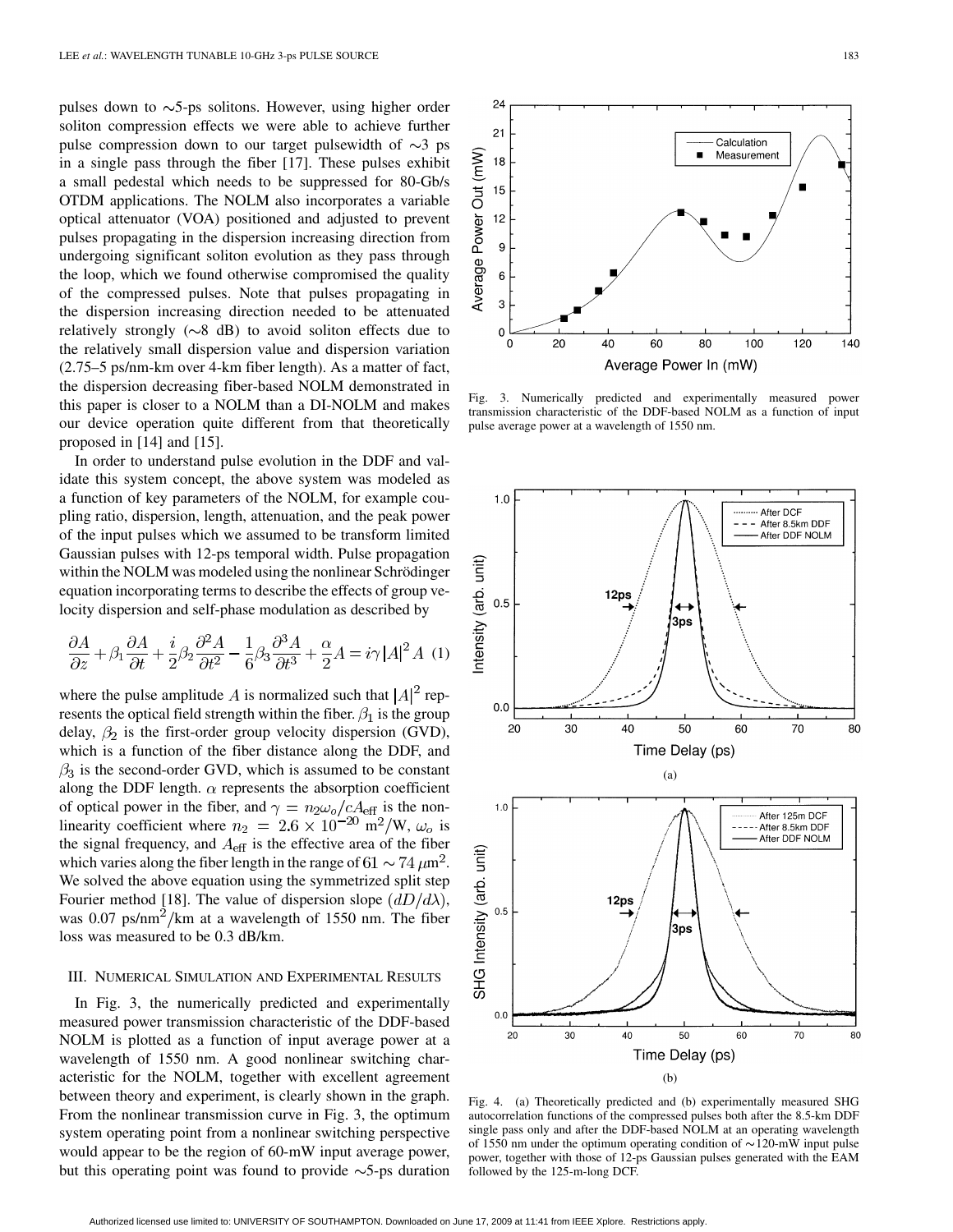pulses down to ∼5-ps solitons. However, using higher order soliton compression effects we were able to achieve further pulse compression down to our target pulsewidth of ∼3 ps in a single pass through the fiber [17]. These pulses exhibit a small pedestal which needs to be suppressed for 80-Gb/s OTDM applications. The NOLM also incorporates a variable optical attenuator (VOA) positioned and adjusted to prevent pulses propagating in the dispersion increasing direction from undergoing significant soliton evolution as they pass through the loop, which we found otherwise compromised the quality of the compressed pulses. Note that pulses propagating in the dispersion increasing direction needed to be attenuated relatively strongly (∼8 dB) to avoid soliton effects due to the relatively small dispersion value and dispersion variation (2.75–5 ps/nm-km over 4-km fiber length). As a matter of fact, the dispersion decreasing fiber-based NOLM demonstrated in this paper is closer to a NOLM than a DI-NOLM and makes our device operation quite different from that theoretically proposed in [14] and [15].

In order to understand pulse evolution in the DDF and validate this system concept, the above system was modeled as a function of key parameters of the NOLM, for example coupling ratio, dispersion, length, attenuation, and the peak power of the input pulses which we assumed to be transform limited Gaussian pulses with 12-ps temporal width. Pulse propagation within the NOLM was modeled using the nonlinear Schrödinger equation incorporating terms to describe the effects of group velocity dispersion and self-phase modulation as described by

$$\frac{\partial A}{\partial z} + \beta_1 \frac{\partial A}{\partial t} + \frac{i}{2}\beta_2 \frac{\partial^2 A}{\partial t^2} - \frac{1}{6}\beta_3 \frac{\partial^3 A}{\partial t^3} + \frac{\alpha}{2} A = i\gamma |A|^2 A \quad (1)$$

where the pulse amplitude $A$ is normalized such that $|A|^2$ represents the optical field strength within the fiber. $\beta_1$ is the group delay, $\beta_2$ is the first-order group velocity dispersion (GVD), which is a function of the fiber distance along the DDF, and $\beta_3$ is the second-order GVD, which is assumed to be constant along the DDF length. $\alpha$ represents the absorption coefficient of optical power in the fiber, and $\gamma = n_2\omega_o/cA_{\mathrm{eff}}$ is the nonlinearity coefficient where $n_2 = 2.6 \times 10^{-20}$ m$^2$/W, $\omega_o$ is the signal frequency, and $A_{\mathrm{eff}}$ is the effective area of the fiber which varies along the fiber length in the range of $61 \sim 74\ \mu$m$^2$. We solved the above equation using the symmetrized split step Fourier method [18]. The value of dispersion slope $(dD/d\lambda)$, was 0.07 ps/nm$^2$/km at a wavelength of 1550 nm. The fiber loss was measured to be 0.3 dB/km.

## III. Numerical Simulation and Experimental Results

In Fig. 3, the numerically predicted and experimentally measured power transmission characteristic of the DDF-based NOLM is plotted as a function of input average power at a wavelength of 1550 nm. A good nonlinear switching characteristic for the NOLM, together with excellent agreement between theory and experiment, is clearly shown in the graph. From the nonlinear transmission curve in Fig. 3, the optimum system operating point from a nonlinear switching perspective would appear to be the region of 60-mW input average power, but this operating point was found to provide ∼5-ps duration

Fig. 3. Numerically predicted and experimentally measured power transmission characteristic of the DDF-based NOLM as a function of input pulse average power at a wavelength of 1550 nm.

Fig. 4. (a) Theoretically predicted and (b) experimentally measured SHG autocorrelation functions of the compressed pulses both after the 8.5-km DDF single pass only and after the DDF-based NOLM at an operating wavelength of 1550 nm under the optimum operating condition of ∼120-mW input pulse power, together with those of 12-ps Gaussian pulses generated with the EAM followed by the 125-m-long DCF.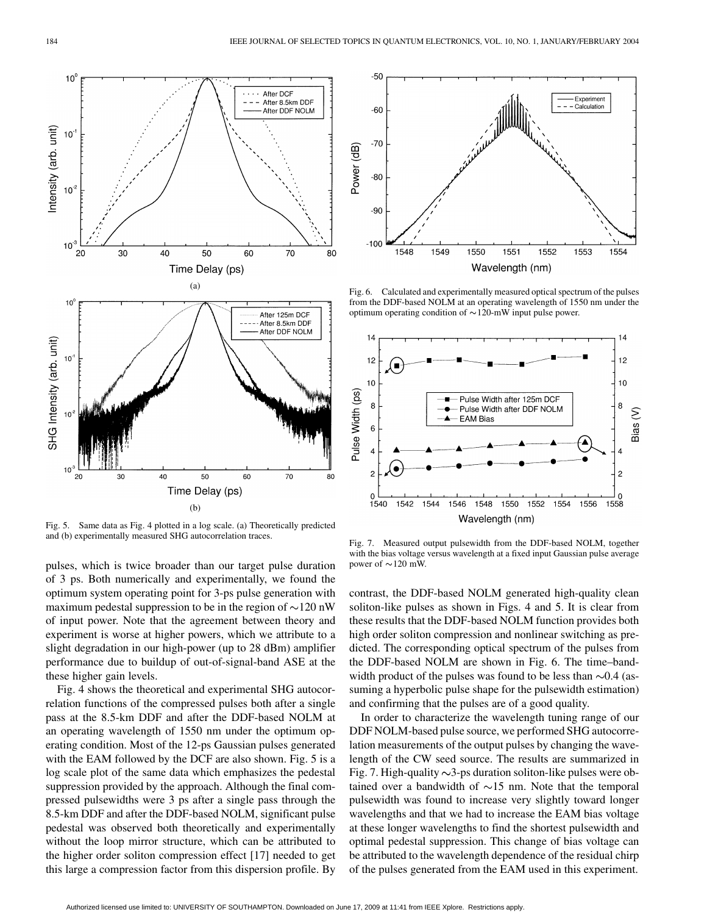Fig. 5. Same data as Fig. 4 plotted in a log scale. (a) Theoretically predicted and (b) experimentally measured SHG autocorrelation traces.

Fig. 6. Calculated and experimentally measured optical spectrum of the pulses from the DDF-based NOLM at an operating wavelength of 1550 nm under the optimum operating condition of ∼120-mW input pulse power.

Fig. 7. Measured output pulsewidth from the DDF-based NOLM, together with the bias voltage versus wavelength at a fixed input Gaussian pulse average power of ∼120 mW.

pulses, which is twice broader than our target pulse duration of 3 ps. Both numerically and experimentally, we found the optimum system operating point for 3-ps pulse generation with maximum pedestal suppression to be in the region of ∼120 nW of input power. Note that the agreement between theory and experiment is worse at higher powers, which we attribute to a slight degradation in our high-power (up to 28 dBm) amplifier performance due to buildup of out-of-signal-band ASE at the these higher gain levels.

Fig. 4 shows the theoretical and experimental SHG autocorrelation functions of the compressed pulses both after a single pass at the 8.5-km DDF and after the DDF-based NOLM at an operating wavelength of 1550 nm under the optimum operating condition. Most of the 12-ps Gaussian pulses generated with the EAM followed by the DCF are also shown. Fig. 5 is a log scale plot of the same data which emphasizes the pedestal suppression provided by the approach. Although the final compressed pulsewidths were 3 ps after a single pass through the 8.5-km DDF and after the DDF-based NOLM, significant pulse pedestal was observed both theoretically and experimentally without the loop mirror structure, which can be attributed to the higher order soliton compression effect [17] needed to get this large a compression factor from this dispersion profile. By contrast, the DDF-based NOLM generated high-quality clean soliton-like pulses as shown in Figs. 4 and 5. It is clear from these results that the DDF-based NOLM function provides both high order soliton compression and nonlinear switching as predicted. The corresponding optical spectrum of the pulses from the DDF-based NOLM are shown in Fig. 6. The time–bandwidth product of the pulses was found to be less than ∼0.4 (assuming a hyperbolic pulse shape for the pulsewidth estimation) and confirming that the pulses are of a good quality.

In order to characterize the wavelength tuning range of our DDF NOLM-based pulse source, we performed SHG autocorrelation measurements of the output pulses by changing the wavelength of the CW seed source. The results are summarized in Fig. 7. High-quality ∼3-ps duration soliton-like pulses were obtained over a bandwidth of ∼15 nm. Note that the temporal pulsewidth was found to increase very slightly toward longer wavelengths and that we had to increase the EAM bias voltage at these longer wavelengths to find the shortest pulsewidth and optimal pedestal suppression. This change of bias voltage can be attributed to the wavelength dependence of the residual chirp of the pulses generated from the EAM used in this experiment.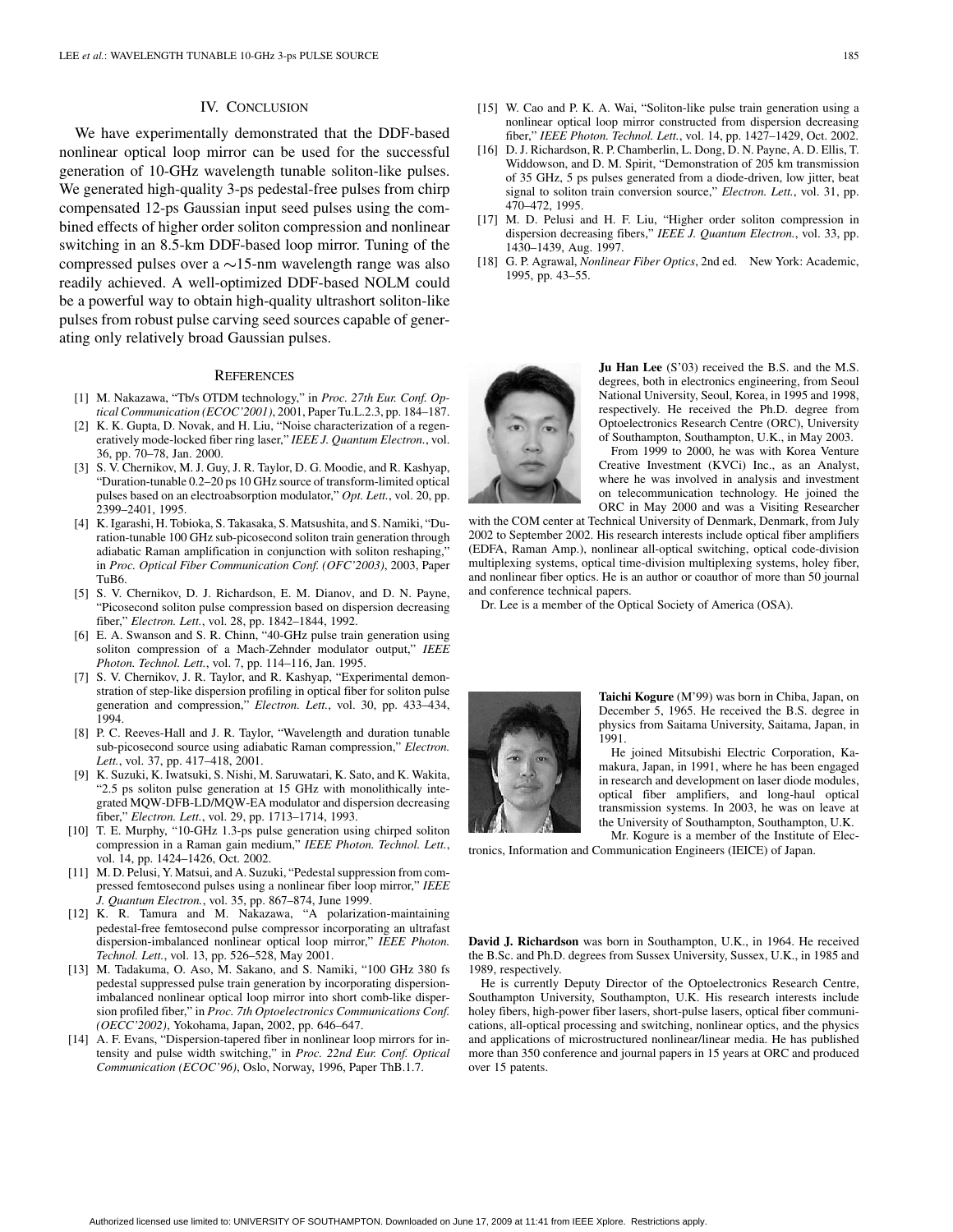## IV. Conclusion

We have experimentally demonstrated that the DDF-based nonlinear optical loop mirror can be used for the successful generation of 10-GHz wavelength tunable soliton-like pulses. We generated high-quality 3-ps pedestal-free pulses from chirp compensated 12-ps Gaussian input seed pulses using the combined effects of higher order soliton compression and nonlinear switching in an 8.5-km DDF-based loop mirror. Tuning of the compressed pulses over a ~15-nm wavelength range was also readily achieved. A well-optimized DDF-based NOLM could be a powerful way to obtain high-quality ultrashort soliton-like pulses from robust pulse carving seed sources capable of generating only relatively broad Gaussian pulses.

## References

[1] M. Nakazawa, "Tb/s OTDM technology," in *Proc. 27th Eur. Conf. Optical Communication (ECOC'2001)*, 2001, Paper Tu.L.2.3, pp. 184–187.

[2] K. K. Gupta, D. Novak, and H. Liu, "Noise characterization of a regeneratively mode-locked fiber ring laser," *IEEE J. Quantum Electron.*, vol. 36, pp. 70–78, Jan. 2000.

[3] S. V. Chernikov, M. J. Guy, J. R. Taylor, D. G. Moodie, and R. Kashyap, "Duration-tunable 0.2–20 ps 10 GHz source of transform-limited optical pulses based on an electroabsorption modulator," *Opt. Lett.*, vol. 20, pp. 2399–2401, 1995.

[4] K. Igarashi, H. Tobioka, S. Takasaka, S. Matsushita, and S. Namiki, "Duration-tunable 100 GHz sub-picosecond soliton train generation through adiabatic Raman amplification in conjunction with soliton reshaping," in *Proc. Optical Fiber Communication Conf. (OFC'2003)*, 2003, Paper TuB6.

[5] S. V. Chernikov, D. J. Richardson, E. M. Dianov, and D. N. Payne, "Picosecond soliton pulse compressor based on dispersion decreasing fiber," *Electron. Lett.*, vol. 28, pp. 1842–1844, 1992.

[6] E. A. Swanson and S. R. Chinn, "40-GHz pulse train generation using soliton compression of a Mach-Zehnder modulator output," *IEEE Photon. Technol. Lett.*, vol. 7, pp. 114–116, Jan. 1995.

[7] S. V. Chernikov, J. R. Taylor, and R. Kashyap, "Experimental demonstration of step-like dispersion profiling in optical fiber for soliton pulse generation and compression," *Electron. Lett.*, vol. 30, pp. 433–434, 1994.

[8] P. C. Reeves-Hall and J. R. Taylor, "Wavelength and duration tunable sub-picosecond source using adiabatic Raman compression," *Electron. Lett.*, vol. 37, pp. 417–418, 2001.

[9] K. Suzuki, K. Iwatsuki, S. Nishi, M. Saruwatari, K. Sato, and K. Wakita, "2.5 ps soliton pulse generation at 15 GHz with monolithically integrated MQW-DFB-LD/MQW-EA modulator and dispersion decreasing fiber," *Electron. Lett.*, vol. 29, pp. 1713–1714, 1993.

[10] T. E. Murphy, "10-GHz 1.3-ps pulse generation using chirped soliton compression in a Raman gain medium," *IEEE Photon. Technol. Lett.*, vol. 14, pp. 1424–1426, Oct. 2002.

[11] M. D. Pelusi, Y. Matsui, and A. Suzuki, "Pedestal suppression from compressed femtosecond pulses using a nonlinear fiber loop mirror," *IEEE J. Quantum Electron.*, vol. 35, pp. 867–874, June 1999.

[12] K. R. Tamura and M. Nakazawa, "A polarization-maintaining pedestal-free femtosecond pulse compressor incorporating an ultrafast dispersion-imbalanced nonlinear optical loop mirror," *IEEE Photon. Technol. Lett.*, vol. 13, pp. 526–528, May 2001.

[13] M. Tadakuma, O. Aso, M. Sakano, and S. Namiki, "100 GHz 380 fs pedestal suppressed pulse train generation by incorporating dispersion-imbalanced nonlinear optical loop mirror into short comb-like dispersion profiled fiber," in *Proc. 7th Optoelectronics Communications Conf. (OECC'2002)*, Yokohama, Japan, 2002, pp. 646–647.

[14] A. F. Evans, "Dispersion-tapered fiber in nonlinear loop mirrors for intensity and pulse width switching," in *Proc. 22nd Eur. Conf. Optical Communication (ECOC'96)*, Oslo, Norway, 1996, Paper ThB.1.7.

[15] W. Cao and P. K. A. Wai, "Soliton-like pulse train generation using a nonlinear optical loop mirror constructed from dispersion decreasing fiber," *IEEE Photon. Technol. Lett.*, vol. 14, pp. 1427–1429, Oct. 2002.

[16] D. J. Richardson, R. P. Chamberlin, L. Dong, D. N. Payne, A. D. Ellis, T. Widdowson, and D. M. Spirit, "Demonstration of 205 km transmission of 35 GHz, 5 ps pulses generated from a diode-driven, low jitter, beat signal to soliton train conversion source," *Electron. Lett.*, vol. 31, pp. 470–472, 1995.

[17] M. D. Pelusi and H. F. Liu, "Higher order soliton compression in dispersion decreasing fibers," *IEEE J. Quantum Electron.*, vol. 33, pp. 1430–1439, Aug. 1997.

[18] G. P. Agrawal, *Nonlinear Fiber Optics*, 2nd ed. New York: Academic, 1995, pp. 43–55.

**Ju Han Lee** (S'03) received the B.S. and the M.S. degrees, both in electronics engineering, from Seoul National University, Seoul, Korea, in 1995 and 1998, respectively. He received the Ph.D. degree from Optoelectronics Research Centre (ORC), University of Southampton, Southampton, U.K., in May 2003.

From 1999 to 2000, he was with Korea Venture Creative Investment (KVCi) Inc., as an Analyst, where he was involved in analysis and investment on telecommunication technology. He joined the ORC in May 2000 and was a Visiting Researcher with the COM center at Technical University of Denmark, Denmark, from July 2002 to September 2002. His research interests include optical fiber amplifiers (EDFA, Raman Amp.), nonlinear all-optical switching, optical code-division multiplexing systems, optical time-division multiplexing systems, holey fiber, and nonlinear fiber optics. He is an author or coauthor of more than 50 journal and conference technical papers.

Dr. Lee is a member of the Optical Society of America (OSA).

**Taichi Kogure** (M'99) was born in Chiba, Japan, on December 5, 1965. He received the B.S. degree in physics from Saitama University, Saitama, Japan, in 1991.

He joined Mitsubishi Electric Corporation, Kamakura, Japan, in 1991, where he has been engaged in research and development on laser diode modules, optical fiber amplifiers, and long-haul optical transmission systems. In 2003, he was on leave at the University of Southampton, Southampton, U.K.

Mr. Kogure is a member of the Institute of Electronics, Information and Communication Engineers (IEICE) of Japan.

**David J. Richardson** was born in Southampton, U.K., in 1964. He received the B.Sc. and Ph.D. degrees from Sussex University, Sussex, U.K., in 1985 and 1989, respectively.

He is currently Deputy Director of the Optoelectronics Research Centre, Southampton University, Southampton, U.K. His research interests include holey fibers, high-power fiber lasers, short-pulse lasers, optical fiber communications, all-optical processing and switching, nonlinear optics, and the physics and applications of microstructured nonlinear/linear media. He has published more than 350 conference and journal papers in 15 years at ORC and produced over 15 patents.